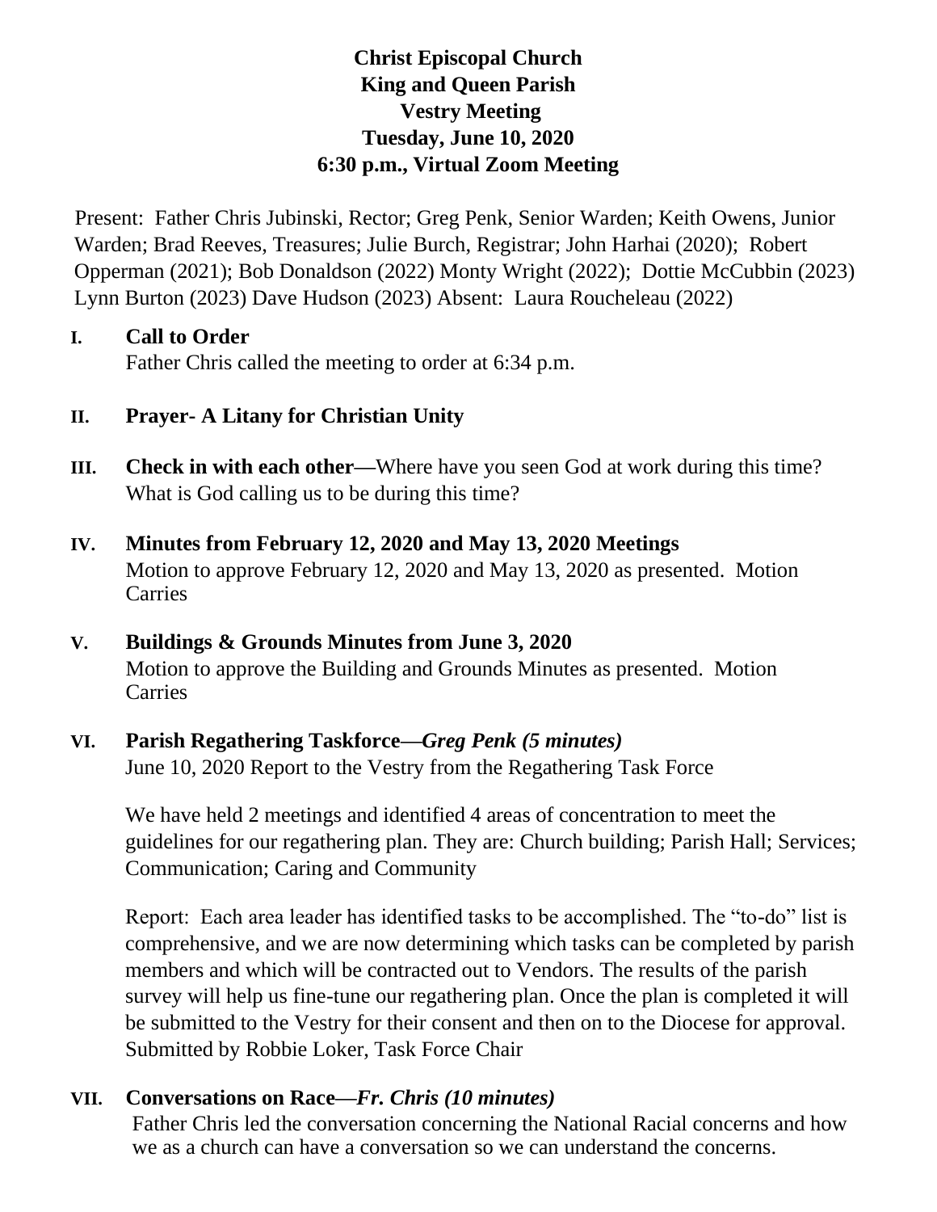# Christ Episcopal Church
## King and Queen Parish
## Vestry Meeting
## Tuesday, June 10, 2020
## 6:30 p.m., Virtual Zoom Meeting

Present: Father Chris Jubinski, Rector; Greg Penk, Senior Warden; Keith Owens, Junior Warden; Brad Reeves, Treasures; Julie Burch, Registrar; John Harhai (2020); Robert Opperman (2021); Bob Donaldson (2022) Monty Wright (2022); Dottie McCubbin (2023) Lynn Burton (2023) Dave Hudson (2023) Absent: Laura Roucheleau (2022)

**I. Call to Order**

Father Chris called the meeting to order at 6:34 p.m.

**II. Prayer- A Litany for Christian Unity**

**III. Check in with each other**—Where have you seen God at work during this time? What is God calling us to be during this time?

**IV. Minutes from February 12, 2020 and May 13, 2020 Meetings**

Motion to approve February 12, 2020 and May 13, 2020 as presented. Motion Carries

**V. Buildings & Grounds Minutes from June 3, 2020**

Motion to approve the Building and Grounds Minutes as presented. Motion Carries

**VI. Parish Regathering Taskforce—*Greg Penk (5 minutes)***

June 10, 2020 Report to the Vestry from the Regathering Task Force

We have held 2 meetings and identified 4 areas of concentration to meet the guidelines for our regathering plan. They are: Church building; Parish Hall; Services; Communication; Caring and Community

Report: Each area leader has identified tasks to be accomplished. The "to-do" list is comprehensive, and we are now determining which tasks can be completed by parish members and which will be contracted out to Vendors. The results of the parish survey will help us fine-tune our regathering plan. Once the plan is completed it will be submitted to the Vestry for their consent and then on to the Diocese for approval. Submitted by Robbie Loker, Task Force Chair

**VII. Conversations on Race—*Fr. Chris (10 minutes)***

Father Chris led the conversation concerning the National Racial concerns and how we as a church can have a conversation so we can understand the concerns.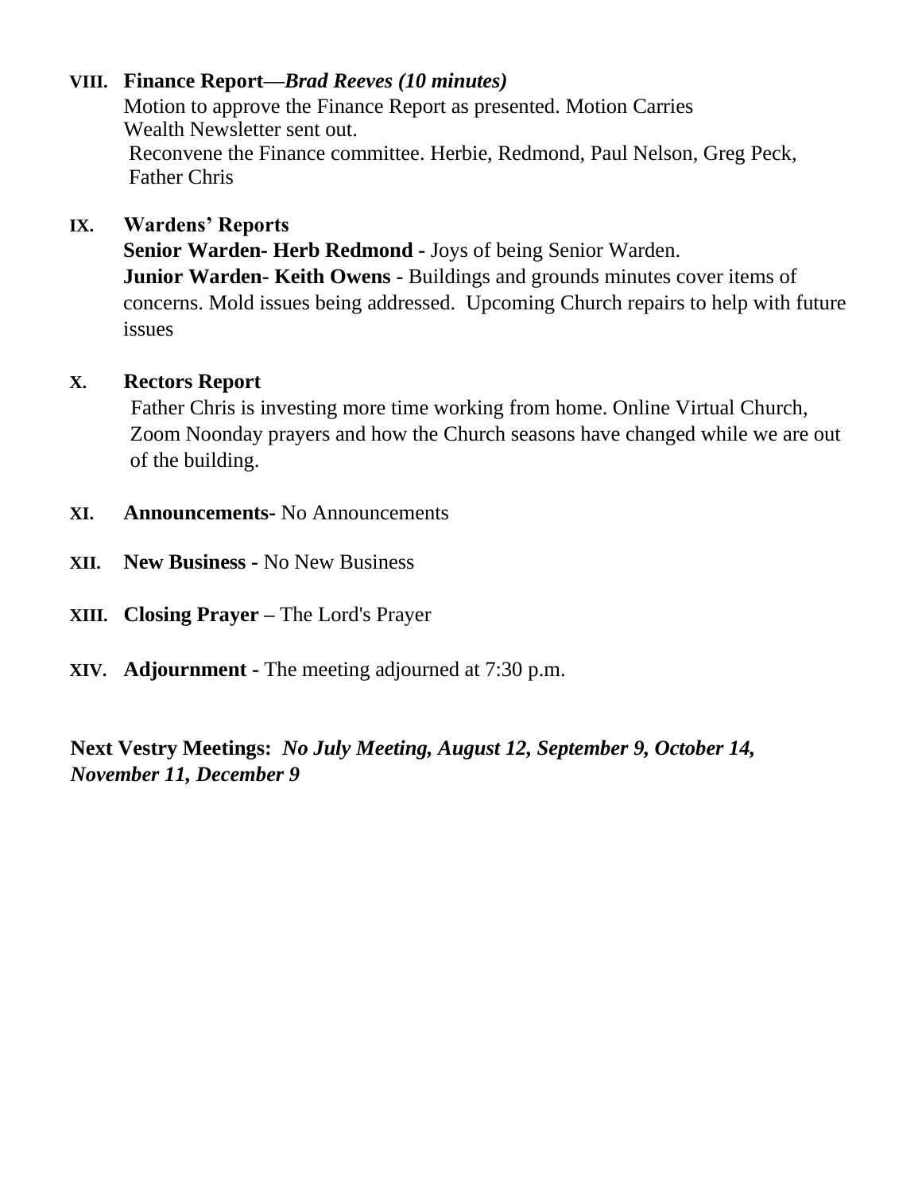**VIII. Finance Report—*Brad Reeves (10 minutes)***

Motion to approve the Finance Report as presented. Motion Carries
Wealth Newsletter sent out.
Reconvene the Finance committee. Herbie, Redmond, Paul Nelson, Greg Peck, Father Chris

**IX. Wardens' Reports**

**Senior Warden- Herb Redmond -** Joys of being Senior Warden.
**Junior Warden- Keith Owens -** Buildings and grounds minutes cover items of concerns. Mold issues being addressed. Upcoming Church repairs to help with future issues

**X. Rectors Report**

Father Chris is investing more time working from home. Online Virtual Church, Zoom Noonday prayers and how the Church seasons have changed while we are out of the building.

**XI. Announcements-** No Announcements

**XII. New Business -** No New Business

**XIII. Closing Prayer –** The Lord's Prayer

**XIV. Adjournment -** The meeting adjourned at 7:30 p.m.

**Next Vestry Meetings:** ***No July Meeting, August 12, September 9, October 14, November 11, December 9***